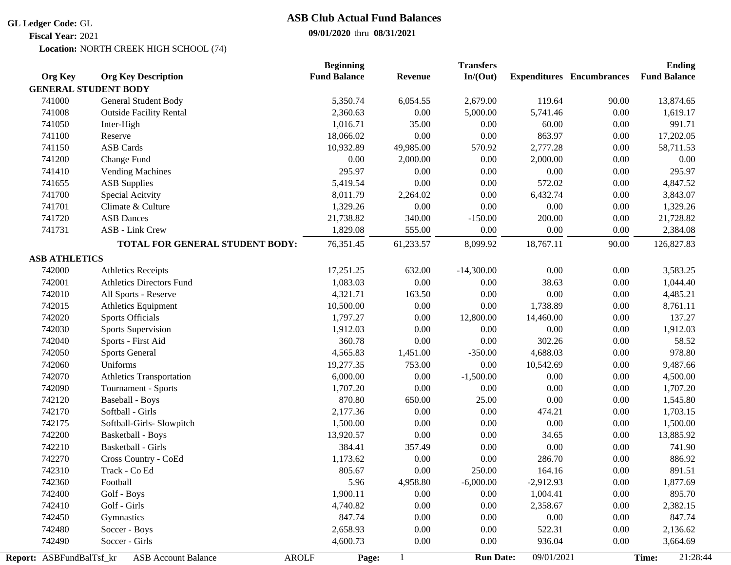**GL Ledger Code:** GL
**Fiscal Year:** 2021
**Location:** NORTH CREEK HIGH SCHOOL (74)

# ASB Club Actual Fund Balances

**09/01/2020** thru **08/31/2021**

| Org Key | Org Key Description | Beginning Fund Balance | Revenue | Transfers In/(Out) | Expenditures | Encumbrances | Ending Fund Balance |
|---|---|---|---|---|---|---|---|
| **GENERAL STUDENT BODY** | | | | | | | |
| 741000 | General Student Body | 5,350.74 | 6,054.55 | 2,679.00 | 119.64 | 90.00 | 13,874.65 |
| 741008 | Outside Facility Rental | 2,360.63 | 0.00 | 5,000.00 | 5,741.46 | 0.00 | 1,619.17 |
| 741050 | Inter-High | 1,016.71 | 35.00 | 0.00 | 60.00 | 0.00 | 991.71 |
| 741100 | Reserve | 18,066.02 | 0.00 | 0.00 | 863.97 | 0.00 | 17,202.05 |
| 741150 | ASB Cards | 10,932.89 | 49,985.00 | 570.92 | 2,777.28 | 0.00 | 58,711.53 |
| 741200 | Change Fund | 0.00 | 2,000.00 | 0.00 | 2,000.00 | 0.00 | 0.00 |
| 741410 | Vending Machines | 295.97 | 0.00 | 0.00 | 0.00 | 0.00 | 295.97 |
| 741655 | ASB Supplies | 5,419.54 | 0.00 | 0.00 | 572.02 | 0.00 | 4,847.52 |
| 741700 | Special Acitvity | 8,011.79 | 2,264.02 | 0.00 | 6,432.74 | 0.00 | 3,843.07 |
| 741701 | Climate & Culture | 1,329.26 | 0.00 | 0.00 | 0.00 | 0.00 | 1,329.26 |
| 741720 | ASB Dances | 21,738.82 | 340.00 | -150.00 | 200.00 | 0.00 | 21,728.82 |
| 741731 | ASB - Link Crew | 1,829.08 | 555.00 | 0.00 | 0.00 | 0.00 | 2,384.08 |
| | **TOTAL FOR GENERAL STUDENT BODY:** | 76,351.45 | 61,233.57 | 8,099.92 | 18,767.11 | 90.00 | 126,827.83 |
| **ASB ATHLETICS** | | | | | | | |
| 742000 | Athletics Receipts | 17,251.25 | 632.00 | -14,300.00 | 0.00 | 0.00 | 3,583.25 |
| 742001 | Athletics Directors Fund | 1,083.03 | 0.00 | 0.00 | 38.63 | 0.00 | 1,044.40 |
| 742010 | All Sports - Reserve | 4,321.71 | 163.50 | 0.00 | 0.00 | 0.00 | 4,485.21 |
| 742015 | Athletics Equipment | 10,500.00 | 0.00 | 0.00 | 1,738.89 | 0.00 | 8,761.11 |
| 742020 | Sports Officials | 1,797.27 | 0.00 | 12,800.00 | 14,460.00 | 0.00 | 137.27 |
| 742030 | Sports Supervision | 1,912.03 | 0.00 | 0.00 | 0.00 | 0.00 | 1,912.03 |
| 742040 | Sports - First Aid | 360.78 | 0.00 | 0.00 | 302.26 | 0.00 | 58.52 |
| 742050 | Sports General | 4,565.83 | 1,451.00 | -350.00 | 4,688.03 | 0.00 | 978.80 |
| 742060 | Uniforms | 19,277.35 | 753.00 | 0.00 | 10,542.69 | 0.00 | 9,487.66 |
| 742070 | Athletics Transportation | 6,000.00 | 0.00 | -1,500.00 | 0.00 | 0.00 | 4,500.00 |
| 742090 | Tournament - Sports | 1,707.20 | 0.00 | 0.00 | 0.00 | 0.00 | 1,707.20 |
| 742120 | Baseball - Boys | 870.80 | 650.00 | 25.00 | 0.00 | 0.00 | 1,545.80 |
| 742170 | Softball - Girls | 2,177.36 | 0.00 | 0.00 | 474.21 | 0.00 | 1,703.15 |
| 742175 | Softball-Girls- Slowpitch | 1,500.00 | 0.00 | 0.00 | 0.00 | 0.00 | 1,500.00 |
| 742200 | Basketball - Boys | 13,920.57 | 0.00 | 0.00 | 34.65 | 0.00 | 13,885.92 |
| 742210 | Basketball - Girls | 384.41 | 357.49 | 0.00 | 0.00 | 0.00 | 741.90 |
| 742270 | Cross Country - CoEd | 1,173.62 | 0.00 | 0.00 | 286.70 | 0.00 | 886.92 |
| 742310 | Track - Co Ed | 805.67 | 0.00 | 250.00 | 164.16 | 0.00 | 891.51 |
| 742360 | Football | 5.96 | 4,958.80 | -6,000.00 | -2,912.93 | 0.00 | 1,877.69 |
| 742400 | Golf - Boys | 1,900.11 | 0.00 | 0.00 | 1,004.41 | 0.00 | 895.70 |
| 742410 | Golf - Girls | 4,740.82 | 0.00 | 0.00 | 2,358.67 | 0.00 | 2,382.15 |
| 742450 | Gymnastics | 847.74 | 0.00 | 0.00 | 0.00 | 0.00 | 847.74 |
| 742480 | Soccer - Boys | 2,658.93 | 0.00 | 0.00 | 522.31 | 0.00 | 2,136.62 |
| 742490 | Soccer - Girls | 4,600.73 | 0.00 | 0.00 | 936.04 | 0.00 | 3,664.69 |

**Report:** ASBFundBalTsf_kr ASB Account Balance AROLF **Run Date:** 09/01/2021 **Time:** 21:28:44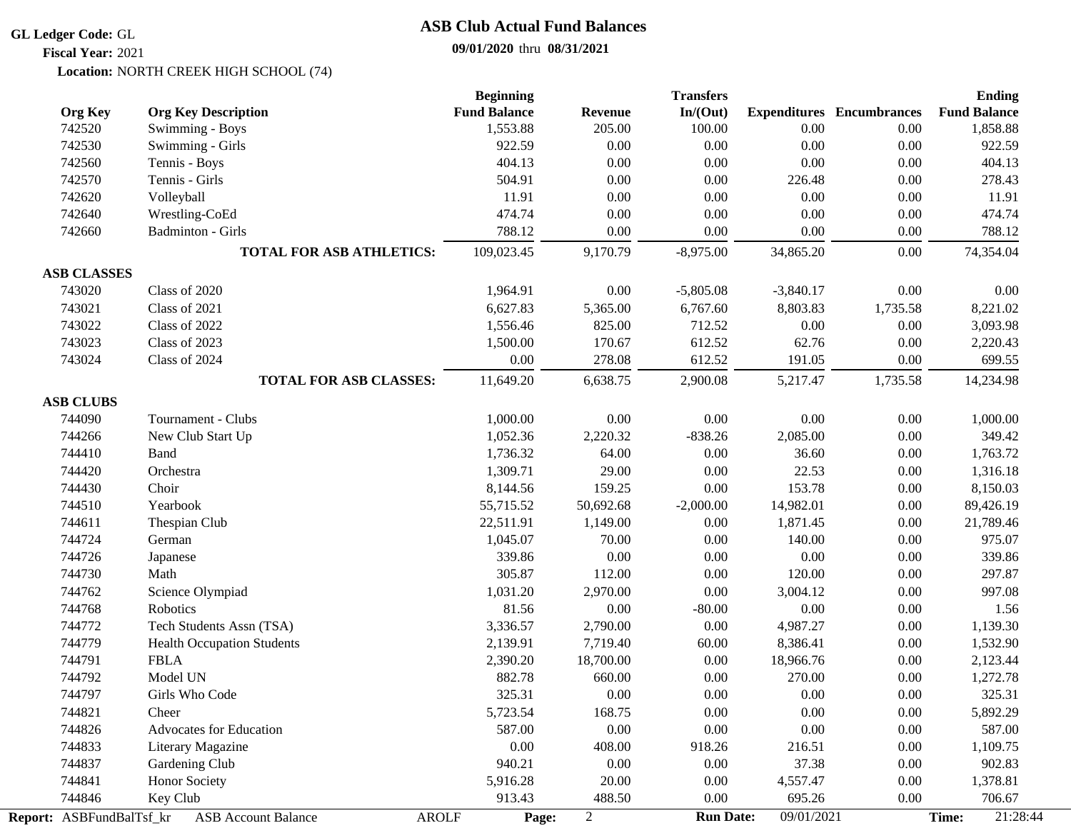**GL Ledger Code:** GL

**Fiscal Year:** 2021

**Location:** NORTH CREEK HIGH SCHOOL (74)

# ASB Club Actual Fund Balances

**09/01/2020** thru **08/31/2021**

| Org Key | Org Key Description | Beginning Fund Balance | Revenue | Transfers In/(Out) | Expenditures | Encumbrances | Ending Fund Balance |
|---|---|---|---|---|---|---|---|
| 742520 | Swimming - Boys | 1,553.88 | 205.00 | 100.00 | 0.00 | 0.00 | 1,858.88 |
| 742530 | Swimming - Girls | 922.59 | 0.00 | 0.00 | 0.00 | 0.00 | 922.59 |
| 742560 | Tennis - Boys | 404.13 | 0.00 | 0.00 | 0.00 | 0.00 | 404.13 |
| 742570 | Tennis - Girls | 504.91 | 0.00 | 0.00 | 226.48 | 0.00 | 278.43 |
| 742620 | Volleyball | 11.91 | 0.00 | 0.00 | 0.00 | 0.00 | 11.91 |
| 742640 | Wrestling-CoEd | 474.74 | 0.00 | 0.00 | 0.00 | 0.00 | 474.74 |
| 742660 | Badminton - Girls | 788.12 | 0.00 | 0.00 | 0.00 | 0.00 | 788.12 |
| | **TOTAL FOR ASB ATHLETICS:** | 109,023.45 | 9,170.79 | -8,975.00 | 34,865.20 | 0.00 | 74,354.04 |
| **ASB CLASSES** | | | | | | | |
| 743020 | Class of 2020 | 1,964.91 | 0.00 | -5,805.08 | -3,840.17 | 0.00 | 0.00 |
| 743021 | Class of 2021 | 6,627.83 | 5,365.00 | 6,767.60 | 8,803.83 | 1,735.58 | 8,221.02 |
| 743022 | Class of 2022 | 1,556.46 | 825.00 | 712.52 | 0.00 | 0.00 | 3,093.98 |
| 743023 | Class of 2023 | 1,500.00 | 170.67 | 612.52 | 62.76 | 0.00 | 2,220.43 |
| 743024 | Class of 2024 | 0.00 | 278.08 | 612.52 | 191.05 | 0.00 | 699.55 |
| | **TOTAL FOR ASB CLASSES:** | 11,649.20 | 6,638.75 | 2,900.08 | 5,217.47 | 1,735.58 | 14,234.98 |
| **ASB CLUBS** | | | | | | | |
| 744090 | Tournament - Clubs | 1,000.00 | 0.00 | 0.00 | 0.00 | 0.00 | 1,000.00 |
| 744266 | New Club Start Up | 1,052.36 | 2,220.32 | -838.26 | 2,085.00 | 0.00 | 349.42 |
| 744410 | Band | 1,736.32 | 64.00 | 0.00 | 36.60 | 0.00 | 1,763.72 |
| 744420 | Orchestra | 1,309.71 | 29.00 | 0.00 | 22.53 | 0.00 | 1,316.18 |
| 744430 | Choir | 8,144.56 | 159.25 | 0.00 | 153.78 | 0.00 | 8,150.03 |
| 744510 | Yearbook | 55,715.52 | 50,692.68 | -2,000.00 | 14,982.01 | 0.00 | 89,426.19 |
| 744611 | Thespian Club | 22,511.91 | 1,149.00 | 0.00 | 1,871.45 | 0.00 | 21,789.46 |
| 744724 | German | 1,045.07 | 70.00 | 0.00 | 140.00 | 0.00 | 975.07 |
| 744726 | Japanese | 339.86 | 0.00 | 0.00 | 0.00 | 0.00 | 339.86 |
| 744730 | Math | 305.87 | 112.00 | 0.00 | 120.00 | 0.00 | 297.87 |
| 744762 | Science Olympiad | 1,031.20 | 2,970.00 | 0.00 | 3,004.12 | 0.00 | 997.08 |
| 744768 | Robotics | 81.56 | 0.00 | -80.00 | 0.00 | 0.00 | 1.56 |
| 744772 | Tech Students Assn (TSA) | 3,336.57 | 2,790.00 | 0.00 | 4,987.27 | 0.00 | 1,139.30 |
| 744779 | Health Occupation Students | 2,139.91 | 7,719.40 | 60.00 | 8,386.41 | 0.00 | 1,532.90 |
| 744791 | FBLA | 2,390.20 | 18,700.00 | 0.00 | 18,966.76 | 0.00 | 2,123.44 |
| 744792 | Model UN | 882.78 | 660.00 | 0.00 | 270.00 | 0.00 | 1,272.78 |
| 744797 | Girls Who Code | 325.31 | 0.00 | 0.00 | 0.00 | 0.00 | 325.31 |
| 744821 | Cheer | 5,723.54 | 168.75 | 0.00 | 0.00 | 0.00 | 5,892.29 |
| 744826 | Advocates for Education | 587.00 | 0.00 | 0.00 | 0.00 | 0.00 | 587.00 |
| 744833 | Literary Magazine | 0.00 | 408.00 | 918.26 | 216.51 | 0.00 | 1,109.75 |
| 744837 | Gardening Club | 940.21 | 0.00 | 0.00 | 37.38 | 0.00 | 902.83 |
| 744841 | Honor Society | 5,916.28 | 20.00 | 0.00 | 4,557.47 | 0.00 | 1,378.81 |
| 744846 | Key Club | 913.43 | 488.50 | 0.00 | 695.26 | 0.00 | 706.67 |

**Report:** ASBFundBalTsf_kr ASB Account Balance AROLF **Run Date:** 09/01/2021 **Time:** 21:28:44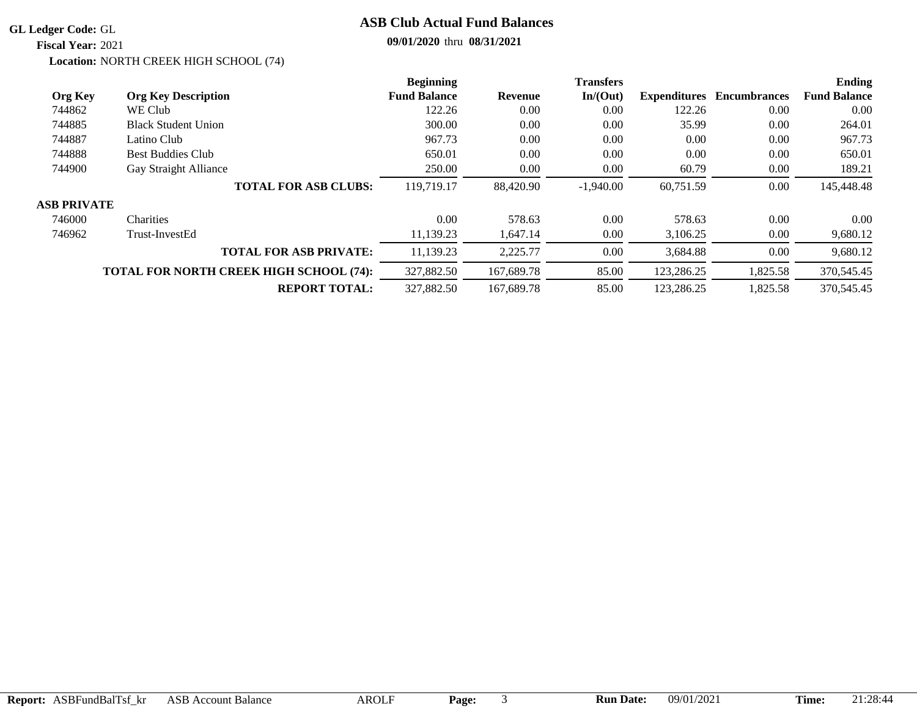**GL Ledger Code:** GL
**Fiscal Year:** 2021
**Location:** NORTH CREEK HIGH SCHOOL (74)

# ASB Club Actual Fund Balances

**09/01/2020** thru **08/31/2021**

| Org Key | Org Key Description | Beginning Fund Balance | Revenue | Transfers In/(Out) | Expenditures | Encumbrances | Ending Fund Balance |
|---|---|---|---|---|---|---|---|
| 744862 | WE Club | 122.26 | 0.00 | 0.00 | 122.26 | 0.00 | 0.00 |
| 744885 | Black Student Union | 300.00 | 0.00 | 0.00 | 35.99 | 0.00 | 264.01 |
| 744887 | Latino Club | 967.73 | 0.00 | 0.00 | 0.00 | 0.00 | 967.73 |
| 744888 | Best Buddies Club | 650.01 | 0.00 | 0.00 | 0.00 | 0.00 | 650.01 |
| 744900 | Gay Straight Alliance | 250.00 | 0.00 | 0.00 | 60.79 | 0.00 | 189.21 |
| | **TOTAL FOR ASB CLUBS:** | 119,719.17 | 88,420.90 | -1,940.00 | 60,751.59 | 0.00 | 145,448.48 |
| **ASB PRIVATE** | | | | | | | |
| 746000 | Charities | 0.00 | 578.63 | 0.00 | 578.63 | 0.00 | 0.00 |
| 746962 | Trust-InvestEd | 11,139.23 | 1,647.14 | 0.00 | 3,106.25 | 0.00 | 9,680.12 |
| | **TOTAL FOR ASB PRIVATE:** | 11,139.23 | 2,225.77 | 0.00 | 3,684.88 | 0.00 | 9,680.12 |
| | **TOTAL FOR NORTH CREEK HIGH SCHOOL (74):** | 327,882.50 | 167,689.78 | 85.00 | 123,286.25 | 1,825.58 | 370,545.45 |
| | **REPORT TOTAL:** | 327,882.50 | 167,689.78 | 85.00 | 123,286.25 | 1,825.58 | 370,545.45 |

**Report:** ASBFundBalTsf_kr ASB Account Balance AROLF **Run Date:** 09/01/2021 **Time:** 21:28:44